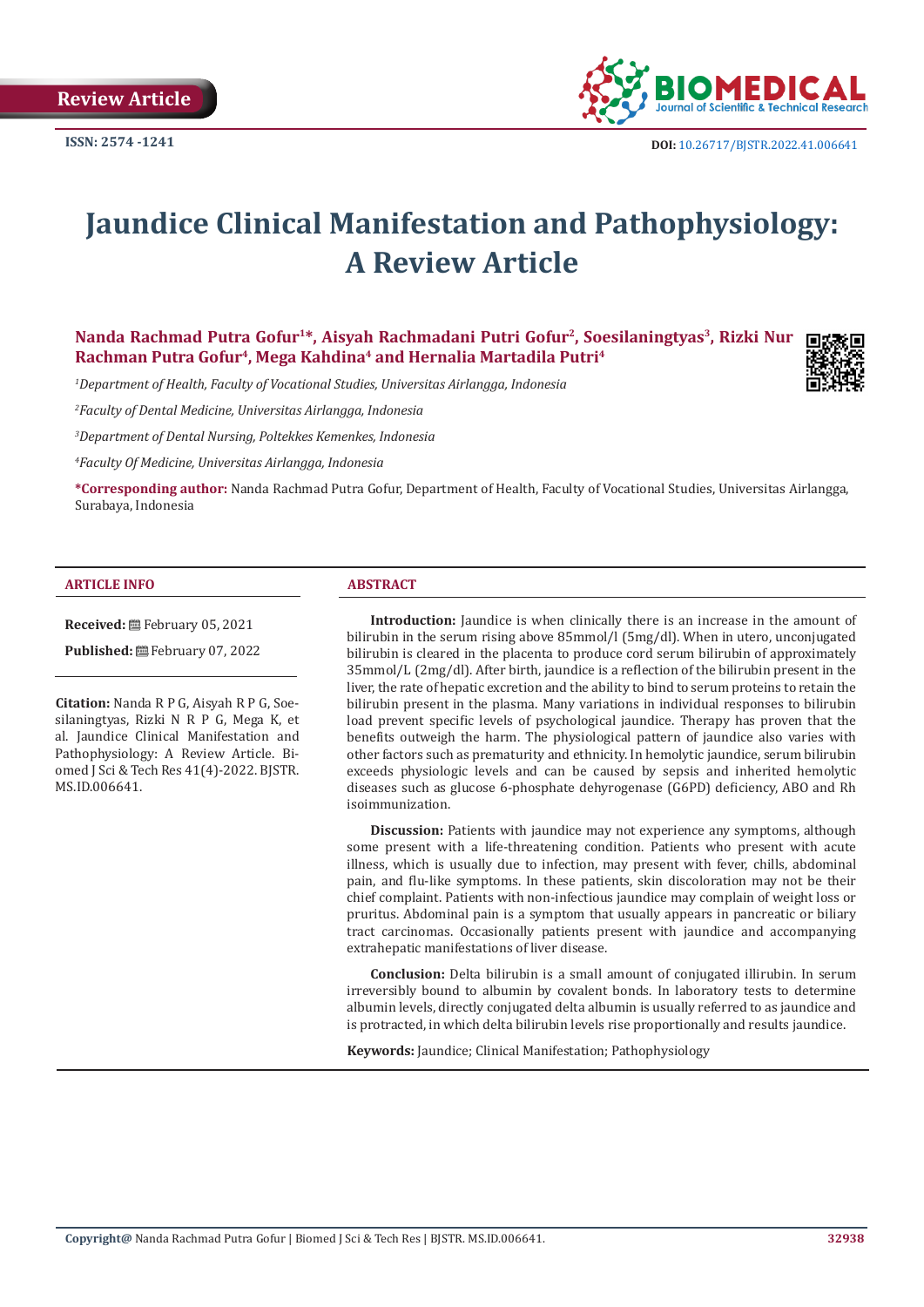Review Article

ISSN: 2574 -1241

DOI: 10.26717/BJSTR.2022.41.006641

# Jaundice Clinical Manifestation and Pathophysiology: A Review Article

**Nanda Rachmad Putra Gofur[1]*, Aisyah Rachmadani Putri Gofur[2], Soesilaningtyas[3], Rizki Nur Rachman Putra Gofur[4], Mega Kahdina[4] and Hernalia Martadila Putri[4]**

*[1]Department of Health, Faculty of Vocational Studies, Universitas Airlangga, Indonesia*

*[2]Faculty of Dental Medicine, Universitas Airlangga, Indonesia*

*[3]Department of Dental Nursing, Poltekkes Kemenkes, Indonesia*

*[4]Faculty Of Medicine, Universitas Airlangga, Indonesia*

**\*Corresponding author:** Nanda Rachmad Putra Gofur, Department of Health, Faculty of Vocational Studies, Universitas Airlangga, Surabaya, Indonesia

## ARTICLE INFO

**Received:** February 05, 2021

**Published:** February 07, 2022

**Citation:** Nanda R P G, Aisyah R P G, Soesilaningtyas, Rizki N R P G, Mega K, et al. Jaundice Clinical Manifestation and Pathophysiology: A Review Article. Biomed J Sci & Tech Res 41(4)-2022. BJSTR. MS.ID.006641.

## ABSTRACT

**Introduction:** Jaundice is when clinically there is an increase in the amount of bilirubin in the serum rising above 85mmol/l (5mg/dl). When in utero, unconjugated bilirubin is cleared in the placenta to produce cord serum bilirubin of approximately 35mmol/L (2mg/dl). After birth, jaundice is a reflection of the bilirubin present in the liver, the rate of hepatic excretion and the ability to bind to serum proteins to retain the bilirubin present in the plasma. Many variations in individual responses to bilirubin load prevent specific levels of psychological jaundice. Therapy has proven that the benefits outweigh the harm. The physiological pattern of jaundice also varies with other factors such as prematurity and ethnicity. In hemolytic jaundice, serum bilirubin exceeds physiologic levels and can be caused by sepsis and inherited hemolytic diseases such as glucose 6-phosphate dehyrogenase (G6PD) deficiency, ABO and Rh isoimmunization.

**Discussion:** Patients with jaundice may not experience any symptoms, although some present with a life-threatening condition. Patients who present with acute illness, which is usually due to infection, may present with fever, chills, abdominal pain, and flu-like symptoms. In these patients, skin discoloration may not be their chief complaint. Patients with non-infectious jaundice may complain of weight loss or pruritus. Abdominal pain is a symptom that usually appears in pancreatic or biliary tract carcinomas. Occasionally patients present with jaundice and accompanying extrahepatic manifestations of liver disease.

**Conclusion:** Delta bilirubin is a small amount of conjugated illirubin. In serum irreversibly bound to albumin by covalent bonds. In laboratory tests to determine albumin levels, directly conjugated delta albumin is usually referred to as jaundice and is protracted, in which delta bilirubin levels rise proportionally and results jaundice.

**Keywords:** Jaundice; Clinical Manifestation; Pathophysiology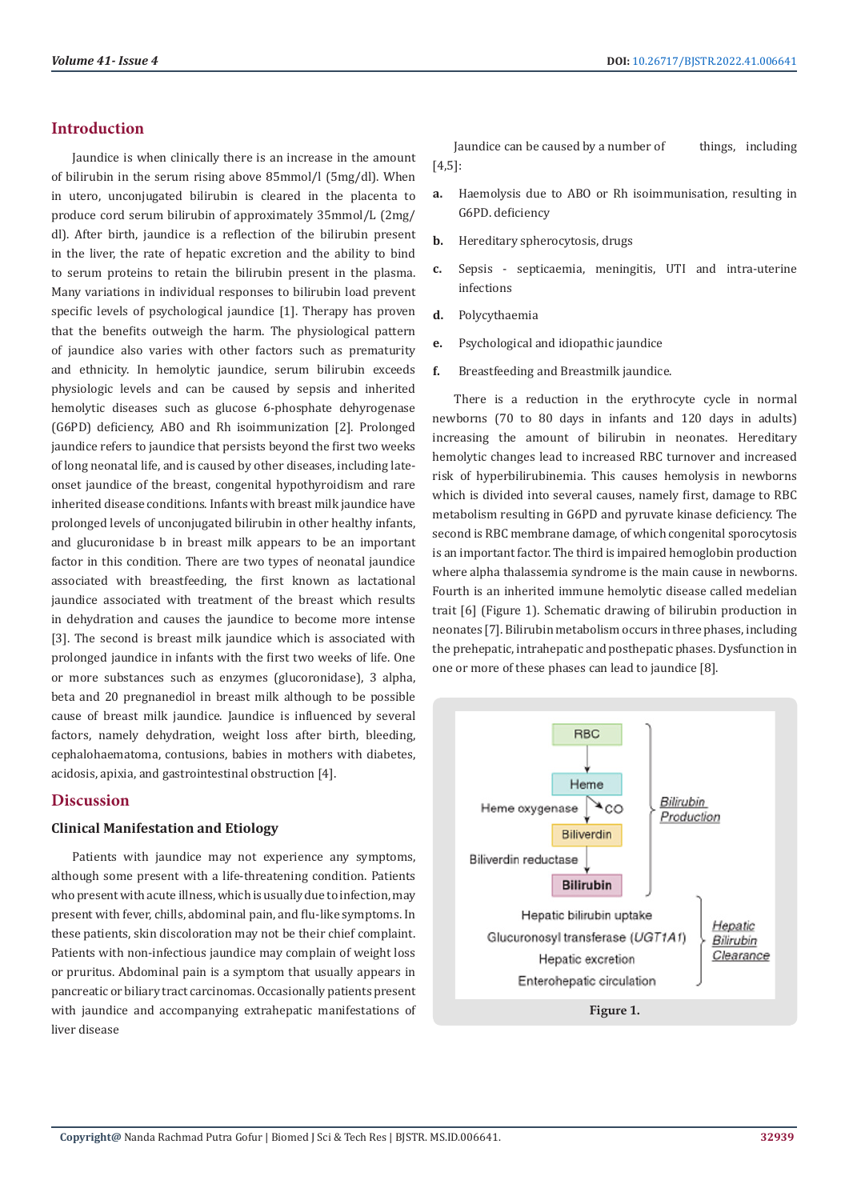## Introduction

Jaundice is when clinically there is an increase in the amount of bilirubin in the serum rising above 85mmol/l (5mg/dl). When in utero, unconjugated bilirubin is cleared in the placenta to produce cord serum bilirubin of approximately 35mmol/L (2mg/dl). After birth, jaundice is a reflection of the bilirubin present in the liver, the rate of hepatic excretion and the ability to bind to serum proteins to retain the bilirubin present in the plasma. Many variations in individual responses to bilirubin load prevent specific levels of psychological jaundice [1]. Therapy has proven that the benefits outweigh the harm. The physiological pattern of jaundice also varies with other factors such as prematurity and ethnicity. In hemolytic jaundice, serum bilirubin exceeds physiologic levels and can be caused by sepsis and inherited hemolytic diseases such as glucose 6-phosphate dehyrogenase (G6PD) deficiency, ABO and Rh isoimmunization [2]. Prolonged jaundice refers to jaundice that persists beyond the first two weeks of long neonatal life, and is caused by other diseases, including late-onset jaundice of the breast, congenital hypothyroidism and rare inherited disease conditions. Infants with breast milk jaundice have prolonged levels of unconjugated bilirubin in other healthy infants, and glucuronidase b in breast milk appears to be an important factor in this condition. There are two types of neonatal jaundice associated with breastfeeding, the first known as lactational jaundice associated with treatment of the breast which results in dehydration and causes the jaundice to become more intense [3]. The second is breast milk jaundice which is associated with prolonged jaundice in infants with the first two weeks of life. One or more substances such as enzymes (glucoronidase), 3 alpha, beta and 20 pregnanediol in breast milk although to be possible cause of breast milk jaundice. Jaundice is influenced by several factors, namely dehydration, weight loss after birth, bleeding, cephalohaematoma, contusions, babies in mothers with diabetes, acidosis, apixia, and gastrointestinal obstruction [4].

## Discussion

### Clinical Manifestation and Etiology

Patients with jaundice may not experience any symptoms, although some present with a life-threatening condition. Patients who present with acute illness, which is usually due to infection, may present with fever, chills, abdominal pain, and flu-like symptoms. In these patients, skin discoloration may not be their chief complaint. Patients with non-infectious jaundice may complain of weight loss or pruritus. Abdominal pain is a symptom that usually appears in pancreatic or biliary tract carcinomas. Occasionally patients present with jaundice and accompanying extrahepatic manifestations of liver disease

Jaundice can be caused by a number of things, including [4,5]:

a. Haemolysis due to ABO or Rh isoimmunisation, resulting in G6PD. deficiency
b. Hereditary spherocytosis, drugs
c. Sepsis - septicaemia, meningitis, UTI and intra-uterine infections
d. Polycythaemia
e. Psychological and idiopathic jaundice
f. Breastfeeding and Breastmilk jaundice.

There is a reduction in the erythrocyte cycle in normal newborns (70 to 80 days in infants and 120 days in adults) increasing the amount of bilirubin in neonates. Hereditary hemolytic changes lead to increased RBC turnover and increased risk of hyperbilirubinemia. This causes hemolysis in newborns which is divided into several causes, namely first, damage to RBC metabolism resulting in G6PD and pyruvate kinase deficiency. The second is RBC membrane damage, of which congenital sporocytosis is an important factor. The third is impaired hemoglobin production where alpha thalassemia syndrome is the main cause in newborns. Fourth is an inherited immune hemolytic disease called medelian trait [6] (Figure 1). Schematic drawing of bilirubin production in neonates [7]. Bilirubin metabolism occurs in three phases, including the prehepatic, intrahepatic and posthepatic phases. Dysfunction in one or more of these phases can lead to jaundice [8].

Figure 1.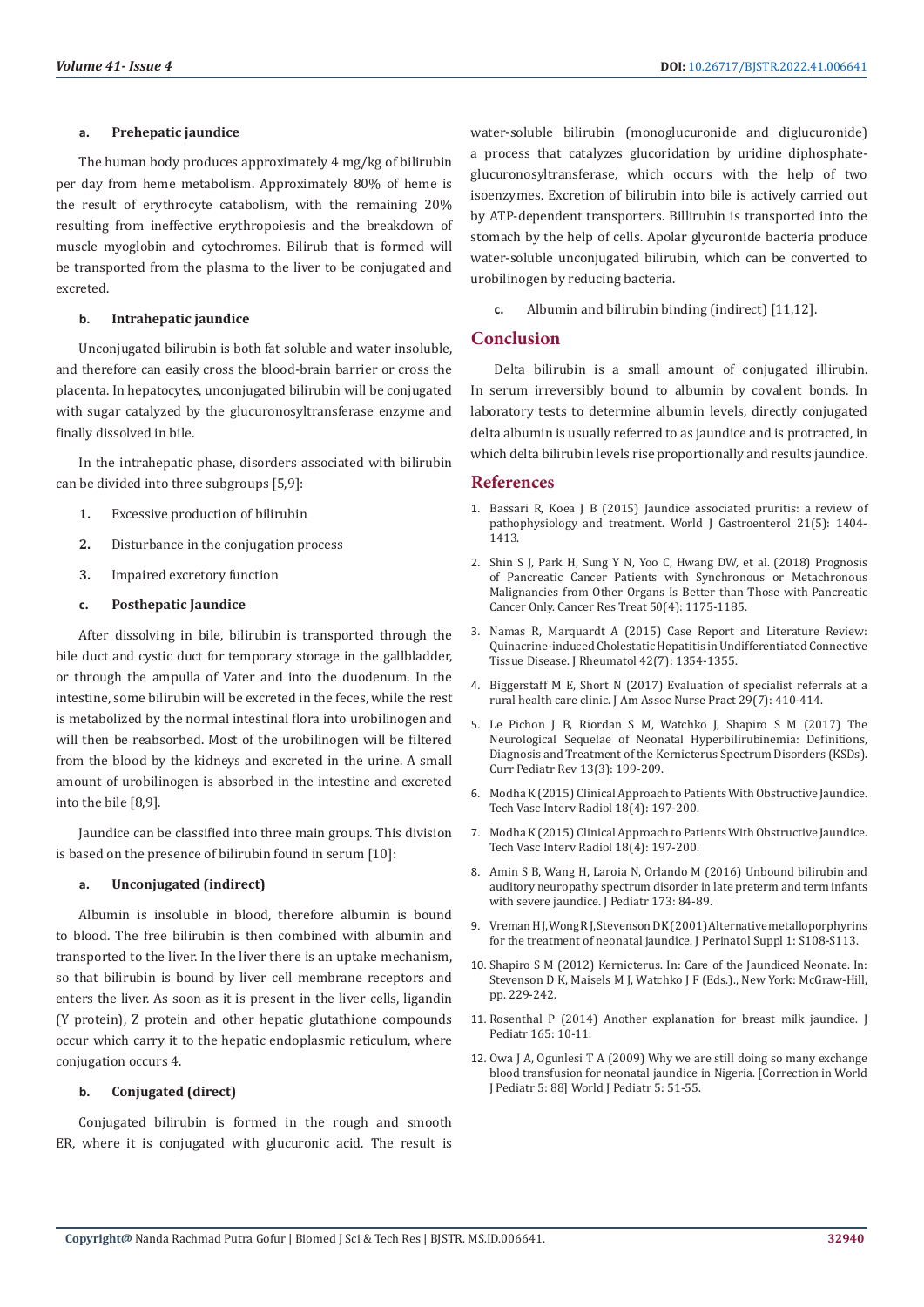a. **Prehepatic jaundice**

The human body produces approximately 4 mg/kg of bilirubin per day from heme metabolism. Approximately 80% of heme is the result of erythrocyte catabolism, with the remaining 20% resulting from ineffective erythropoiesis and the breakdown of muscle myoglobin and cytochromes. Bilirub that is formed will be transported from the plasma to the liver to be conjugated and excreted.

b. **Intrahepatic jaundice**

Unconjugated bilirubin is both fat soluble and water insoluble, and therefore can easily cross the blood-brain barrier or cross the placenta. In hepatocytes, unconjugated bilirubin will be conjugated with sugar catalyzed by the glucuronosyltransferase enzyme and finally dissolved in bile.

In the intrahepatic phase, disorders associated with bilirubin can be divided into three subgroups [5,9]:

1. Excessive production of bilirubin
2. Disturbance in the conjugation process
3. Impaired excretory function

c. **Posthepatic Jaundice**

After dissolving in bile, bilirubin is transported through the bile duct and cystic duct for temporary storage in the gallbladder, or through the ampulla of Vater and into the duodenum. In the intestine, some bilirubin will be excreted in the feces, while the rest is metabolized by the normal intestinal flora into urobilinogen and will then be reabsorbed. Most of the urobilinogen will be filtered from the blood by the kidneys and excreted in the urine. A small amount of urobilinogen is absorbed in the intestine and excreted into the bile [8,9].

Jaundice can be classified into three main groups. This division is based on the presence of bilirubin found in serum [10]:

a. **Unconjugated (indirect)**

Albumin is insoluble in blood, therefore albumin is bound to blood. The free bilirubin is then combined with albumin and transported to the liver. In the liver there is an uptake mechanism, so that bilirubin is bound by liver cell membrane receptors and enters the liver. As soon as it is present in the liver cells, ligandin (Y protein), Z protein and other hepatic glutathione compounds occur which carry it to the hepatic endoplasmic reticulum, where conjugation occurs 4.

b. **Conjugated (direct)**

Conjugated bilirubin is formed in the rough and smooth ER, where it is conjugated with glucuronic acid. The result is water-soluble bilirubin (monoglucuronide and diglucuronide) a process that catalyzes glucoridation by uridine diphosphate-glucuronosyltransferase, which occurs with the help of two isoenzymes. Excretion of bilirubin into bile is actively carried out by ATP-dependent transporters. Billirubin is transported into the stomach by the help of cells. Apolar glycuronide bacteria produce water-soluble unconjugated bilirubin, which can be converted to urobilinogen by reducing bacteria.

c. Albumin and bilirubin binding (indirect) [11,12].

## Conclusion

Delta bilirubin is a small amount of conjugated illirubin. In serum irreversibly bound to albumin by covalent bonds. In laboratory tests to determine albumin levels, directly conjugated delta albumin is usually referred to as jaundice and is protracted, in which delta bilirubin levels rise proportionally and results jaundice.

## References

1. Bassari R, Koea J B (2015) Jaundice associated pruritis: a review of pathophysiology and treatment. World J Gastroenterol 21(5): 1404-1413.
2. Shin S J, Park H, Sung Y N, Yoo C, Hwang DW, et al. (2018) Prognosis of Pancreatic Cancer Patients with Synchronous or Metachronous Malignancies from Other Organs Is Better than Those with Pancreatic Cancer Only. Cancer Res Treat 50(4): 1175-1185.
3. Namas R, Marquardt A (2015) Case Report and Literature Review: Quinacrine-induced Cholestatic Hepatitis in Undifferentiated Connective Tissue Disease. J Rheumatol 42(7): 1354-1355.
4. Biggerstaff M E, Short N (2017) Evaluation of specialist referrals at a rural health care clinic. J Am Assoc Nurse Pract 29(7): 410-414.
5. Le Pichon J B, Riordan S M, Watchko J, Shapiro S M (2017) The Neurological Sequelae of Neonatal Hyperbilirubinemia: Definitions, Diagnosis and Treatment of the Kernicterus Spectrum Disorders (KSDs). Curr Pediatr Rev 13(3): 199-209.
6. Modha K (2015) Clinical Approach to Patients With Obstructive Jaundice. Tech Vasc Interv Radiol 18(4): 197-200.
7. Modha K (2015) Clinical Approach to Patients With Obstructive Jaundice. Tech Vasc Interv Radiol 18(4): 197-200.
8. Amin S B, Wang H, Laroia N, Orlando M (2016) Unbound bilirubin and auditory neuropathy spectrum disorder in late preterm and term infants with severe jaundice. J Pediatr 173: 84-89.
9. Vreman H J, Wong R J, Stevenson DK (2001) Alternative metalloporphyrins for the treatment of neonatal jaundice. J Perinatol Suppl 1: S108-S113.
10. Shapiro S M (2012) Kernicterus. In: Care of the Jaundiced Neonate. In: Stevenson D K, Maisels M J, Watchko J F (Eds.)., New York: McGraw-Hill, pp. 229-242.
11. Rosenthal P (2014) Another explanation for breast milk jaundice. J Pediatr 165: 10-11.
12. Owa J A, Ogunlesi T A (2009) Why we are still doing so many exchange blood transfusion for neonatal jaundice in Nigeria. [Correction in World J Pediatr 5: 88] World J Pediatr 5: 51-55.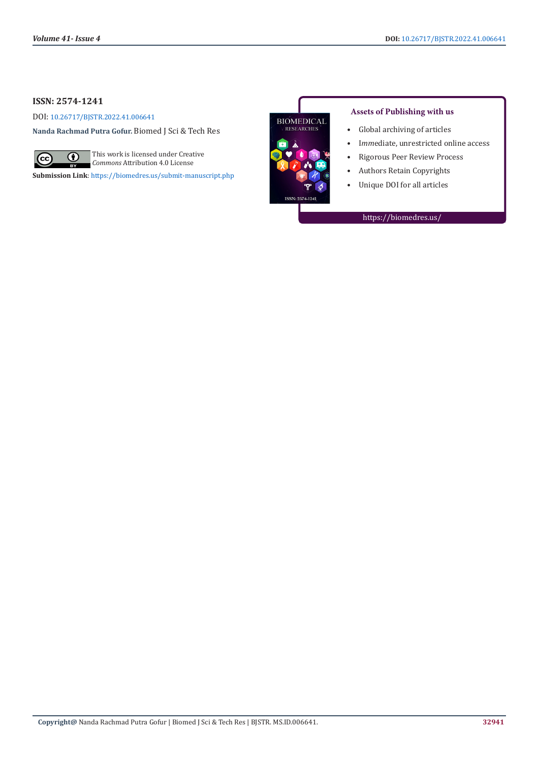**ISSN: 2574-1241**

DOI: 10.26717/BJSTR.2022.41.006641

**Nanda Rachmad Putra Gofur.** Biomed J Sci & Tech Res

This work is licensed under Creative *Commons* Attribution 4.0 License

**Submission Link**: https://biomedres.us/submit-manuscript.php

### Assets of Publishing with us

- Global archiving of articles
- Immediate, unrestricted online access
- Rigorous Peer Review Process
- Authors Retain Copyrights
- Unique DOI for all articles

https://biomedres.us/